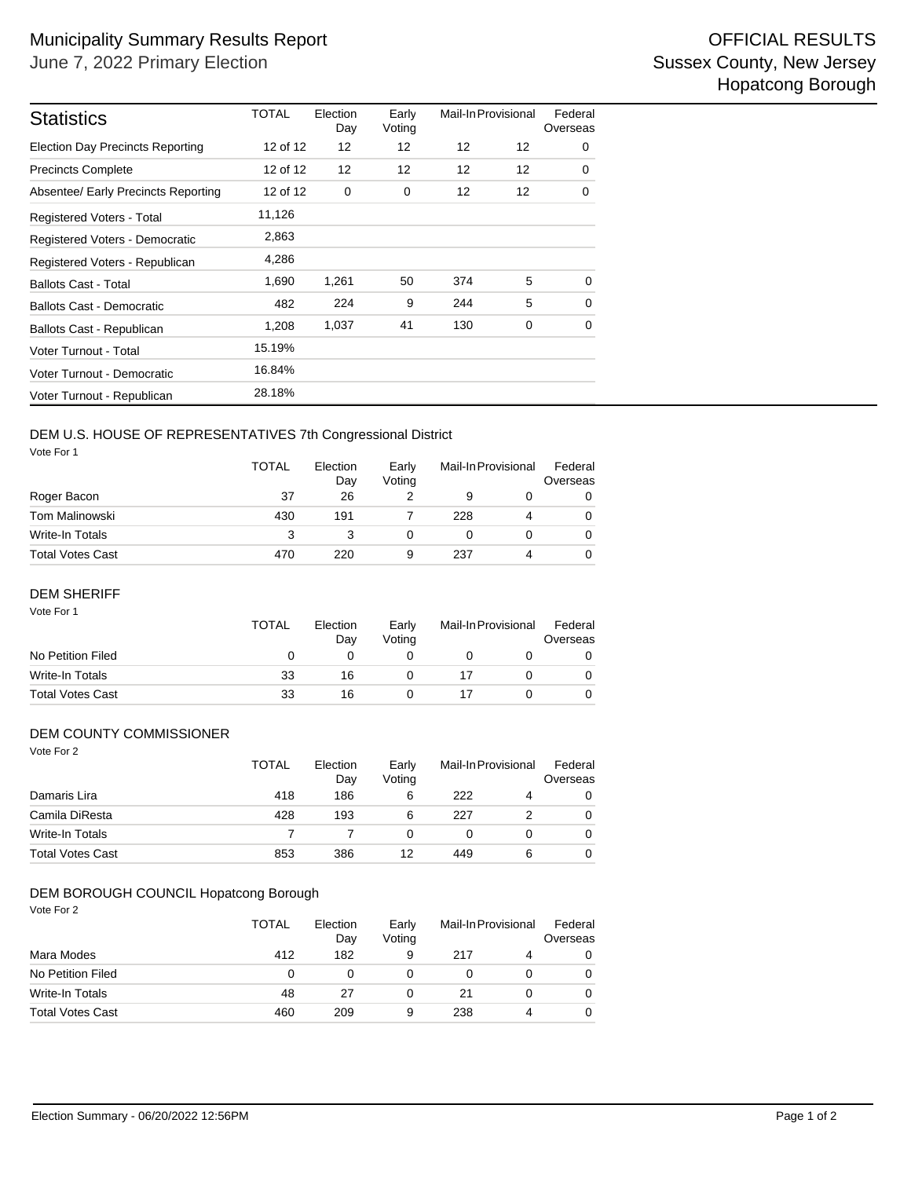# Municipality Summary Results Report

June 7, 2022 Primary Election

OFFICIAL RESULTS
Sussex County, New Jersey
Hopatcong Borough

| Statistics | TOTAL | Election Day | Early Voting | Mail-In | Provisional | Federal Overseas |
|---|---|---|---|---|---|---|
| Election Day Precincts Reporting | 12 of 12 | 12 | 12 | 12 | 12 | 0 |
| Precincts Complete | 12 of 12 | 12 | 12 | 12 | 12 | 0 |
| Absentee/ Early Precincts Reporting | 12 of 12 | 0 | 0 | 12 | 12 | 0 |
| Registered Voters - Total | 11,126 | | | | | |
| Registered Voters - Democratic | 2,863 | | | | | |
| Registered Voters - Republican | 4,286 | | | | | |
| Ballots Cast - Total | 1,690 | 1,261 | 50 | 374 | 5 | 0 |
| Ballots Cast - Democratic | 482 | 224 | 9 | 244 | 5 | 0 |
| Ballots Cast - Republican | 1,208 | 1,037 | 41 | 130 | 0 | 0 |
| Voter Turnout - Total | 15.19% | | | | | |
| Voter Turnout - Democratic | 16.84% | | | | | |
| Voter Turnout - Republican | 28.18% | | | | | |

## DEM U.S. HOUSE OF REPRESENTATIVES 7th Congressional District

Vote For 1

| | TOTAL | Election Day | Early Voting | Mail-In | Provisional | Federal Overseas |
|---|---|---|---|---|---|---|
| Roger Bacon | 37 | 26 | 2 | 9 | 0 | 0 |
| Tom Malinowski | 430 | 191 | 7 | 228 | 4 | 0 |
| Write-In Totals | 3 | 3 | 0 | 0 | 0 | 0 |
| Total Votes Cast | 470 | 220 | 9 | 237 | 4 | 0 |

## DEM SHERIFF

Vote For 1

| | TOTAL | Election Day | Early Voting | Mail-In | Provisional | Federal Overseas |
|---|---|---|---|---|---|---|
| No Petition Filed | 0 | 0 | 0 | 0 | 0 | 0 |
| Write-In Totals | 33 | 16 | 0 | 17 | 0 | 0 |
| Total Votes Cast | 33 | 16 | 0 | 17 | 0 | 0 |

## DEM COUNTY COMMISSIONER

Vote For 2

| | TOTAL | Election Day | Early Voting | Mail-In | Provisional | Federal Overseas |
|---|---|---|---|---|---|---|
| Damaris Lira | 418 | 186 | 6 | 222 | 4 | 0 |
| Camila DiResta | 428 | 193 | 6 | 227 | 2 | 0 |
| Write-In Totals | 7 | 7 | 0 | 0 | 0 | 0 |
| Total Votes Cast | 853 | 386 | 12 | 449 | 6 | 0 |

## DEM BOROUGH COUNCIL Hopatcong Borough

Vote For 2

| | TOTAL | Election Day | Early Voting | Mail-In | Provisional | Federal Overseas |
|---|---|---|---|---|---|---|
| Mara Modes | 412 | 182 | 9 | 217 | 4 | 0 |
| No Petition Filed | 0 | 0 | 0 | 0 | 0 | 0 |
| Write-In Totals | 48 | 27 | 0 | 21 | 0 | 0 |
| Total Votes Cast | 460 | 209 | 9 | 238 | 4 | 0 |

Election Summary - 06/20/2022 12:56PM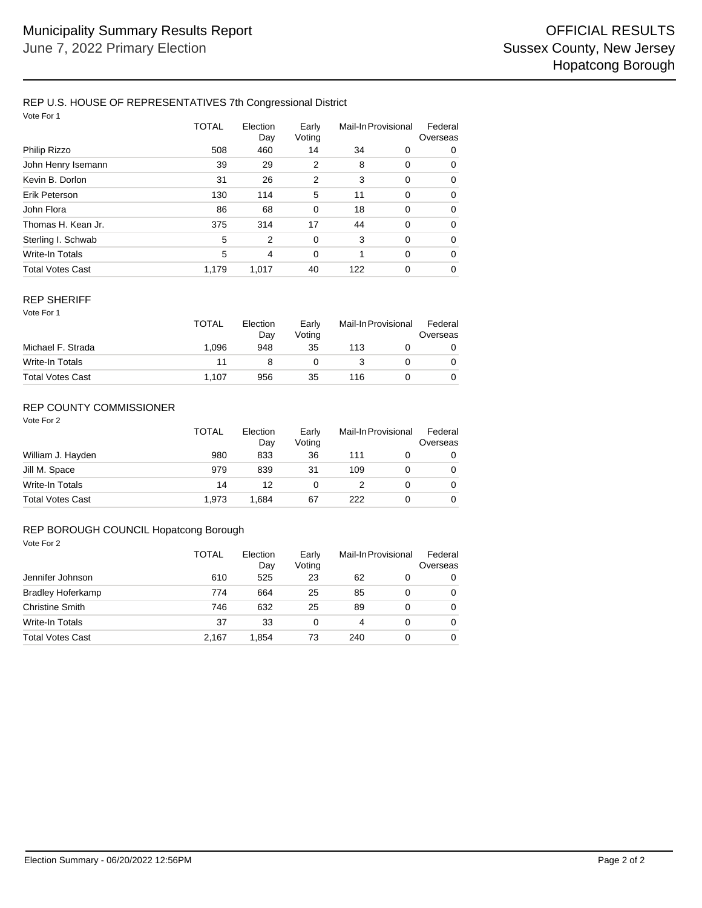# Municipality Summary Results Report

June 7, 2022 Primary Election

OFFICIAL RESULTS
Sussex County, New Jersey
Hopatcong Borough

## REP U.S. HOUSE OF REPRESENTATIVES 7th Congressional District

Vote For 1

| | TOTAL | Election Day | Early Voting | Mail-In | Provisional | Federal Overseas |
|---|---|---|---|---|---|---|
| Philip Rizzo | 508 | 460 | 14 | 34 | 0 | 0 |
| John Henry Isemann | 39 | 29 | 2 | 8 | 0 | 0 |
| Kevin B. Dorlon | 31 | 26 | 2 | 3 | 0 | 0 |
| Erik Peterson | 130 | 114 | 5 | 11 | 0 | 0 |
| John Flora | 86 | 68 | 0 | 18 | 0 | 0 |
| Thomas H. Kean Jr. | 375 | 314 | 17 | 44 | 0 | 0 |
| Sterling I. Schwab | 5 | 2 | 0 | 3 | 0 | 0 |
| Write-In Totals | 5 | 4 | 0 | 1 | 0 | 0 |
| Total Votes Cast | 1,179 | 1,017 | 40 | 122 | 0 | 0 |

## REP SHERIFF

Vote For 1

| | TOTAL | Election Day | Early Voting | Mail-In | Provisional | Federal Overseas |
|---|---|---|---|---|---|---|
| Michael F. Strada | 1,096 | 948 | 35 | 113 | 0 | 0 |
| Write-In Totals | 11 | 8 | 0 | 3 | 0 | 0 |
| Total Votes Cast | 1,107 | 956 | 35 | 116 | 0 | 0 |

## REP COUNTY COMMISSIONER

Vote For 2

| | TOTAL | Election Day | Early Voting | Mail-In | Provisional | Federal Overseas |
|---|---|---|---|---|---|---|
| William J. Hayden | 980 | 833 | 36 | 111 | 0 | 0 |
| Jill M. Space | 979 | 839 | 31 | 109 | 0 | 0 |
| Write-In Totals | 14 | 12 | 0 | 2 | 0 | 0 |
| Total Votes Cast | 1,973 | 1,684 | 67 | 222 | 0 | 0 |

## REP BOROUGH COUNCIL Hopatcong Borough

Vote For 2

| | TOTAL | Election Day | Early Voting | Mail-In | Provisional | Federal Overseas |
|---|---|---|---|---|---|---|
| Jennifer Johnson | 610 | 525 | 23 | 62 | 0 | 0 |
| Bradley Hoferkamp | 774 | 664 | 25 | 85 | 0 | 0 |
| Christine Smith | 746 | 632 | 25 | 89 | 0 | 0 |
| Write-In Totals | 37 | 33 | 0 | 4 | 0 | 0 |
| Total Votes Cast | 2,167 | 1,854 | 73 | 240 | 0 | 0 |

Election Summary - 06/20/2022 12:56PM